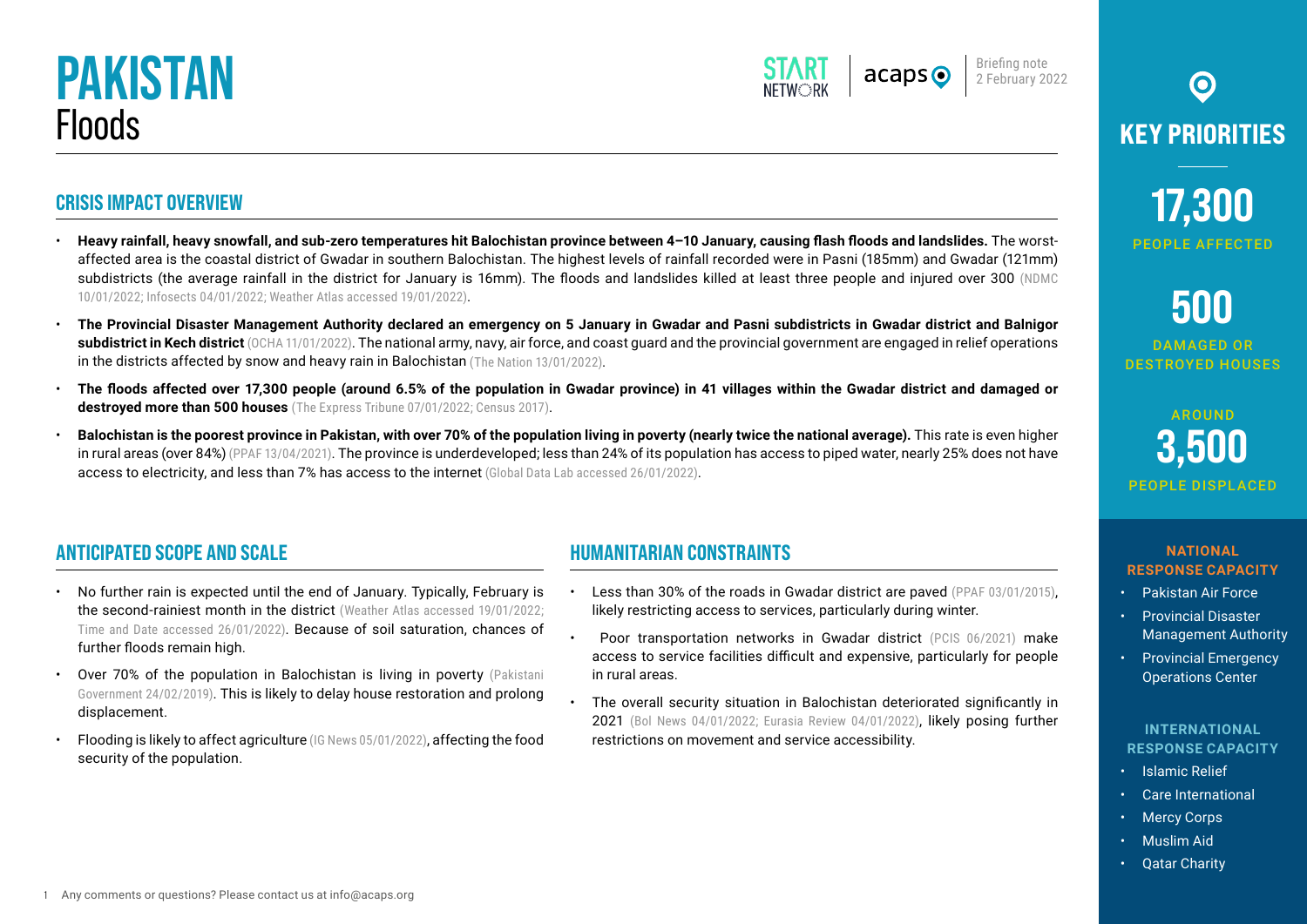# PAKISTAN
## Floods

START NETWORK | acaps

Briefing note
2 February 2022

## CRISIS IMPACT OVERVIEW

- **Heavy rainfall, heavy snowfall, and sub-zero temperatures hit Balochistan province between 4–10 January, causing flash floods and landslides.** The worst-affected area is the coastal district of Gwadar in southern Balochistan. The highest levels of rainfall recorded were in Pasni (185mm) and Gwadar (121mm) subdistricts (the average rainfall in the district for January is 16mm). The floods and landslides killed at least three people and injured over 300 (NDMC 10/01/2022; Infosects 04/01/2022; Weather Atlas accessed 19/01/2022).
- **The Provincial Disaster Management Authority declared an emergency on 5 January in Gwadar and Pasni subdistricts in Gwadar district and Balnigor subdistrict in Kech district** (OCHA 11/01/2022). The national army, navy, air force, and coast guard and the provincial government are engaged in relief operations in the districts affected by snow and heavy rain in Balochistan (The Nation 13/01/2022).
- **The floods affected over 17,300 people (around 6.5% of the population in Gwadar province) in 41 villages within the Gwadar district and damaged or destroyed more than 500 houses** (The Express Tribune 07/01/2022; Census 2017).
- **Balochistan is the poorest province in Pakistan, with over 70% of the population living in poverty (nearly twice the national average).** This rate is even higher in rural areas (over 84%) (PPAF 13/04/2021). The province is underdeveloped; less than 24% of its population has access to piped water, nearly 25% does not have access to electricity, and less than 7% has access to the internet (Global Data Lab accessed 26/01/2022).

## ANTICIPATED SCOPE AND SCALE

- No further rain is expected until the end of January. Typically, February is the second-rainiest month in the district (Weather Atlas accessed 19/01/2022; Time and Date accessed 26/01/2022). Because of soil saturation, chances of further floods remain high.
- Over 70% of the population in Balochistan is living in poverty (Pakistani Government 24/02/2019). This is likely to delay house restoration and prolong displacement.
- Flooding is likely to affect agriculture (IG News 05/01/2022), affecting the food security of the population.

## HUMANITARIAN CONSTRAINTS

- Less than 30% of the roads in Gwadar district are paved (PPAF 03/01/2015), likely restricting access to services, particularly during winter.
- Poor transportation networks in Gwadar district (PCIS 06/2021) make access to service facilities difficult and expensive, particularly for people in rural areas.
- The overall security situation in Balochistan deteriorated significantly in 2021 (Bol News 04/01/2022; Eurasia Review 04/01/2022), likely posing further restrictions on movement and service accessibility.

## KEY PRIORITIES

**17,300**
PEOPLE AFFECTED

**500**
DAMAGED OR DESTROYED HOUSES

AROUND **3,500**
PEOPLE DISPLACED

### NATIONAL RESPONSE CAPACITY

- Pakistan Air Force
- Provincial Disaster Management Authority
- Provincial Emergency Operations Center

### INTERNATIONAL RESPONSE CAPACITY

- Islamic Relief
- Care International
- Mercy Corps
- Muslim Aid
- Qatar Charity

Any comments or questions? Please contact us at info@acaps.org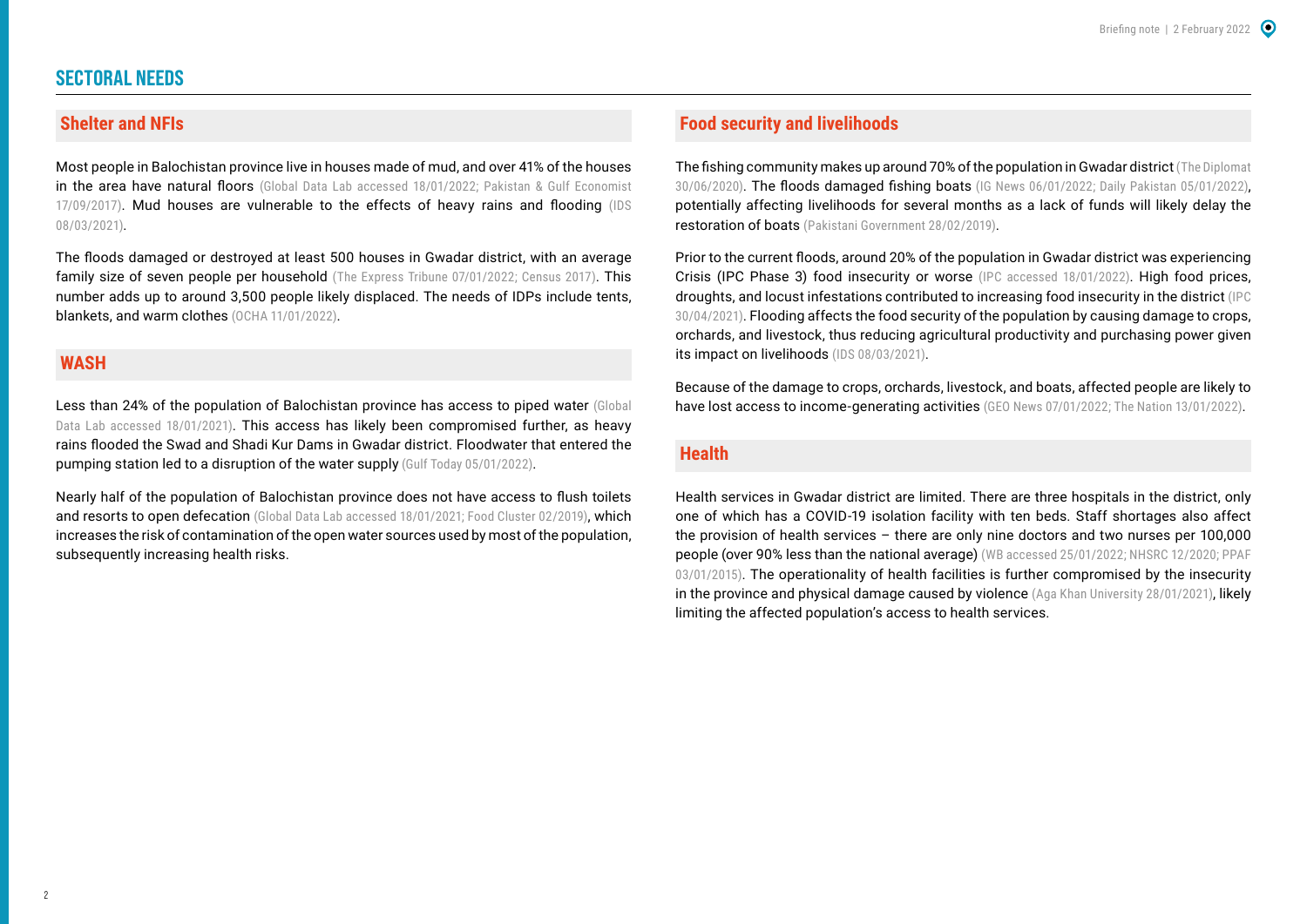## SECTORAL NEEDS

### Shelter and NFIs

Most people in Balochistan province live in houses made of mud, and over 41% of the houses in the area have natural floors (Global Data Lab accessed 18/01/2022; Pakistan & Gulf Economist 17/09/2017). Mud houses are vulnerable to the effects of heavy rains and flooding (IDS 08/03/2021).

The floods damaged or destroyed at least 500 houses in Gwadar district, with an average family size of seven people per household (The Express Tribune 07/01/2022; Census 2017). This number adds up to around 3,500 people likely displaced. The needs of IDPs include tents, blankets, and warm clothes (OCHA 11/01/2022).

### WASH

Less than 24% of the population of Balochistan province has access to piped water (Global Data Lab accessed 18/01/2021). This access has likely been compromised further, as heavy rains flooded the Swad and Shadi Kur Dams in Gwadar district. Floodwater that entered the pumping station led to a disruption of the water supply (Gulf Today 05/01/2022).

Nearly half of the population of Balochistan province does not have access to flush toilets and resorts to open defecation (Global Data Lab accessed 18/01/2021; Food Cluster 02/2019), which increases the risk of contamination of the open water sources used by most of the population, subsequently increasing health risks.

### Food security and livelihoods

The fishing community makes up around 70% of the population in Gwadar district (The Diplomat 30/06/2020). The floods damaged fishing boats (IG News 06/01/2022; Daily Pakistan 05/01/2022), potentially affecting livelihoods for several months as a lack of funds will likely delay the restoration of boats (Pakistani Government 28/02/2019).

Prior to the current floods, around 20% of the population in Gwadar district was experiencing Crisis (IPC Phase 3) food insecurity or worse (IPC accessed 18/01/2022). High food prices, droughts, and locust infestations contributed to increasing food insecurity in the district (IPC 30/04/2021). Flooding affects the food security of the population by causing damage to crops, orchards, and livestock, thus reducing agricultural productivity and purchasing power given its impact on livelihoods (IDS 08/03/2021).

Because of the damage to crops, orchards, livestock, and boats, affected people are likely to have lost access to income-generating activities (GEO News 07/01/2022; The Nation 13/01/2022).

### Health

Health services in Gwadar district are limited. There are three hospitals in the district, only one of which has a COVID-19 isolation facility with ten beds. Staff shortages also affect the provision of health services – there are only nine doctors and two nurses per 100,000 people (over 90% less than the national average) (WB accessed 25/01/2022; NHSRC 12/2020; PPAF 03/01/2015). The operationality of health facilities is further compromised by the insecurity in the province and physical damage caused by violence (Aga Khan University 28/01/2021), likely limiting the affected population's access to health services.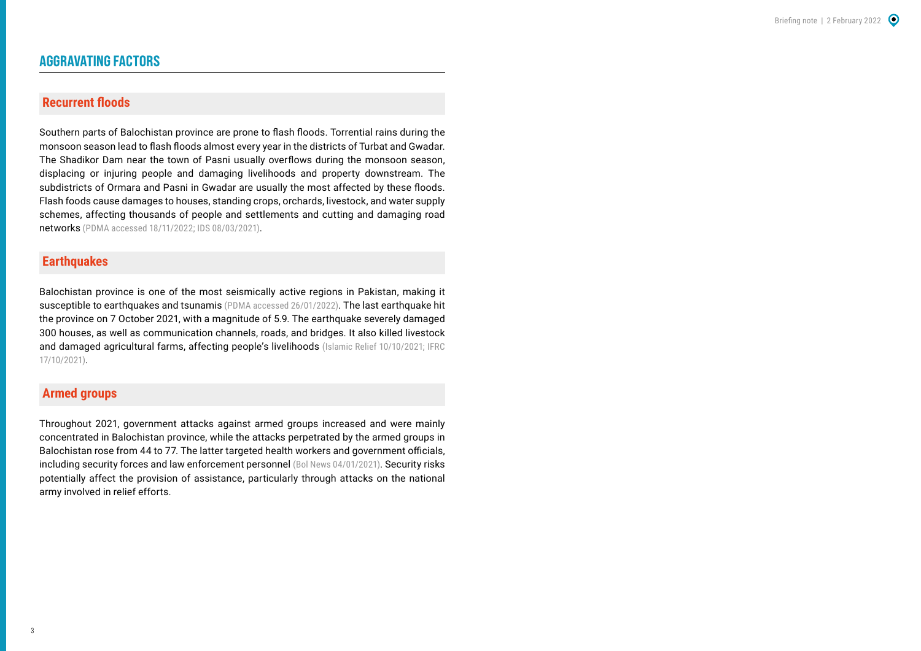## AGGRAVATING FACTORS

### Recurrent floods

Southern parts of Balochistan province are prone to flash floods. Torrential rains during the monsoon season lead to flash floods almost every year in the districts of Turbat and Gwadar. The Shadikor Dam near the town of Pasni usually overflows during the monsoon season, displacing or injuring people and damaging livelihoods and property downstream. The subdistricts of Ormara and Pasni in Gwadar are usually the most affected by these floods. Flash foods cause damages to houses, standing crops, orchards, livestock, and water supply schemes, affecting thousands of people and settlements and cutting and damaging road networks (PDMA accessed 18/11/2022; IDS 08/03/2021).

### Earthquakes

Balochistan province is one of the most seismically active regions in Pakistan, making it susceptible to earthquakes and tsunamis (PDMA accessed 26/01/2022). The last earthquake hit the province on 7 October 2021, with a magnitude of 5.9. The earthquake severely damaged 300 houses, as well as communication channels, roads, and bridges. It also killed livestock and damaged agricultural farms, affecting people's livelihoods (Islamic Relief 10/10/2021; IFRC 17/10/2021).

### Armed groups

Throughout 2021, government attacks against armed groups increased and were mainly concentrated in Balochistan province, while the attacks perpetrated by the armed groups in Balochistan rose from 44 to 77. The latter targeted health workers and government officials, including security forces and law enforcement personnel (Bol News 04/01/2021). Security risks potentially affect the provision of assistance, particularly through attacks on the national army involved in relief efforts.